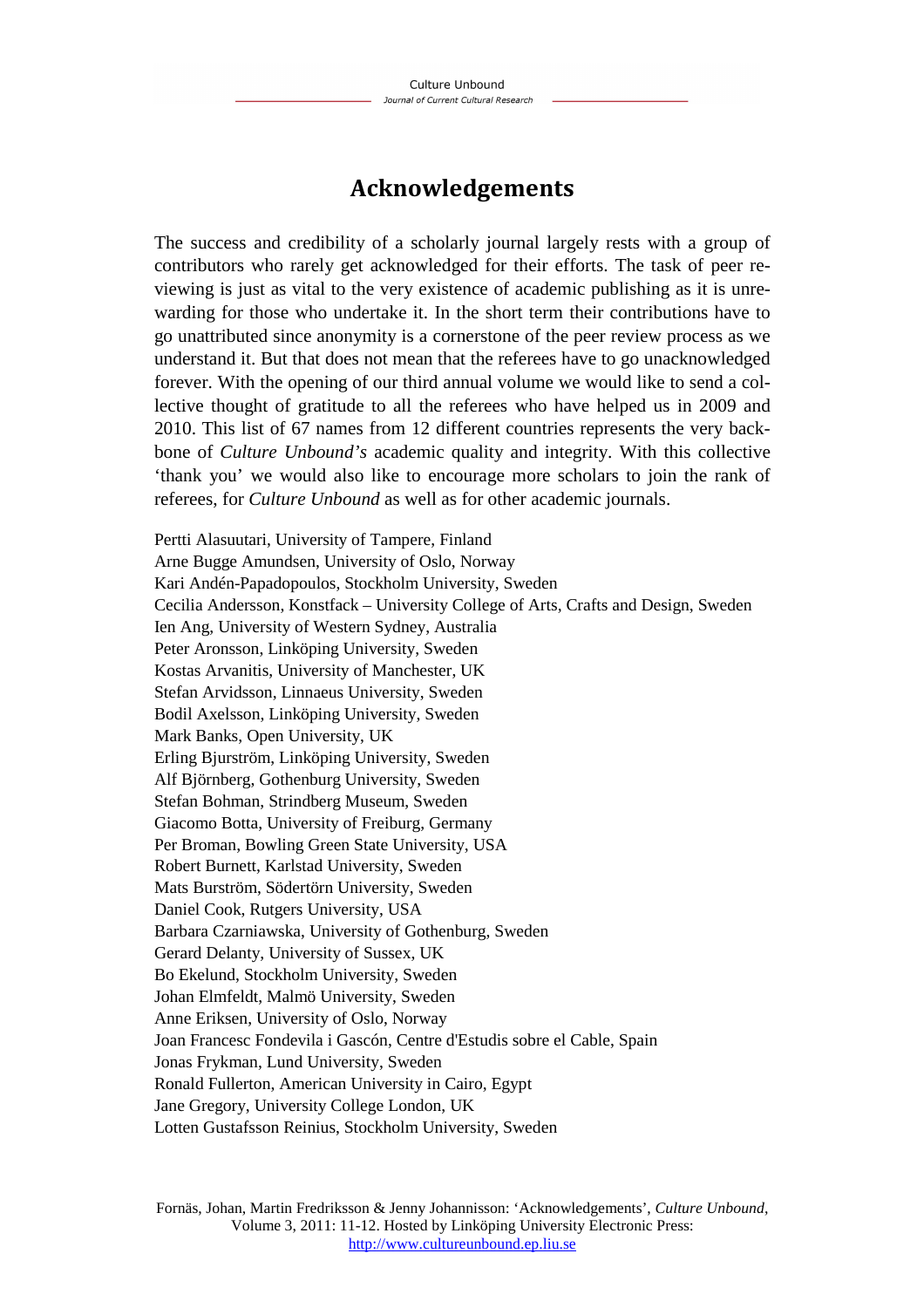# Acknowledgements

The success and credibility of a scholarly journal largely rests with a group of contributors who rarely get acknowledged for their efforts. The task of peer reviewing is just as vital to the very existence of academic publishing as it is unrewarding for those who undertake it. In the short term their contributions have to go unattributed since anonymity is a cornerstone of the peer review process as we understand it. But that does not mean that the referees have to go unacknowledged forever. With the opening of our third annual volume we would like to send a collective thought of gratitude to all the referees who have helped us in 2009 and 2010. This list of 67 names from 12 different countries represents the very backbone of *Culture Unbound's* academic quality and integrity. With this collective 'thank you' we would also like to encourage more scholars to join the rank of referees, for *Culture Unbound* as well as for other academic journals.

Pertti Alasuutari, University of Tampere, Finland
Arne Bugge Amundsen, University of Oslo, Norway
Kari Andén-Papadopoulos, Stockholm University, Sweden
Cecilia Andersson, Konstfack – University College of Arts, Crafts and Design, Sweden
Ien Ang, University of Western Sydney, Australia
Peter Aronsson, Linköping University, Sweden
Kostas Arvanitis, University of Manchester, UK
Stefan Arvidsson, Linnaeus University, Sweden
Bodil Axelsson, Linköping University, Sweden
Mark Banks, Open University, UK
Erling Bjurström, Linköping University, Sweden
Alf Björnberg, Gothenburg University, Sweden
Stefan Bohman, Strindberg Museum, Sweden
Giacomo Botta, University of Freiburg, Germany
Per Broman, Bowling Green State University, USA
Robert Burnett, Karlstad University, Sweden
Mats Burström, Södertörn University, Sweden
Daniel Cook, Rutgers University, USA
Barbara Czarniawska, University of Gothenburg, Sweden
Gerard Delanty, University of Sussex, UK
Bo Ekelund, Stockholm University, Sweden
Johan Elmfeldt, Malmö University, Sweden
Anne Eriksen, University of Oslo, Norway
Joan Francesc Fondevila i Gascón, Centre d'Estudis sobre el Cable, Spain
Jonas Frykman, Lund University, Sweden
Ronald Fullerton, American University in Cairo, Egypt
Jane Gregory, University College London, UK
Lotten Gustafsson Reinius, Stockholm University, Sweden

Fornäs, Johan, Martin Fredriksson & Jenny Johannisson: 'Acknowledgements', *Culture Unbound*, Volume 3, 2011: 11-12. Hosted by Linköping University Electronic Press: http://www.cultureunbound.ep.liu.se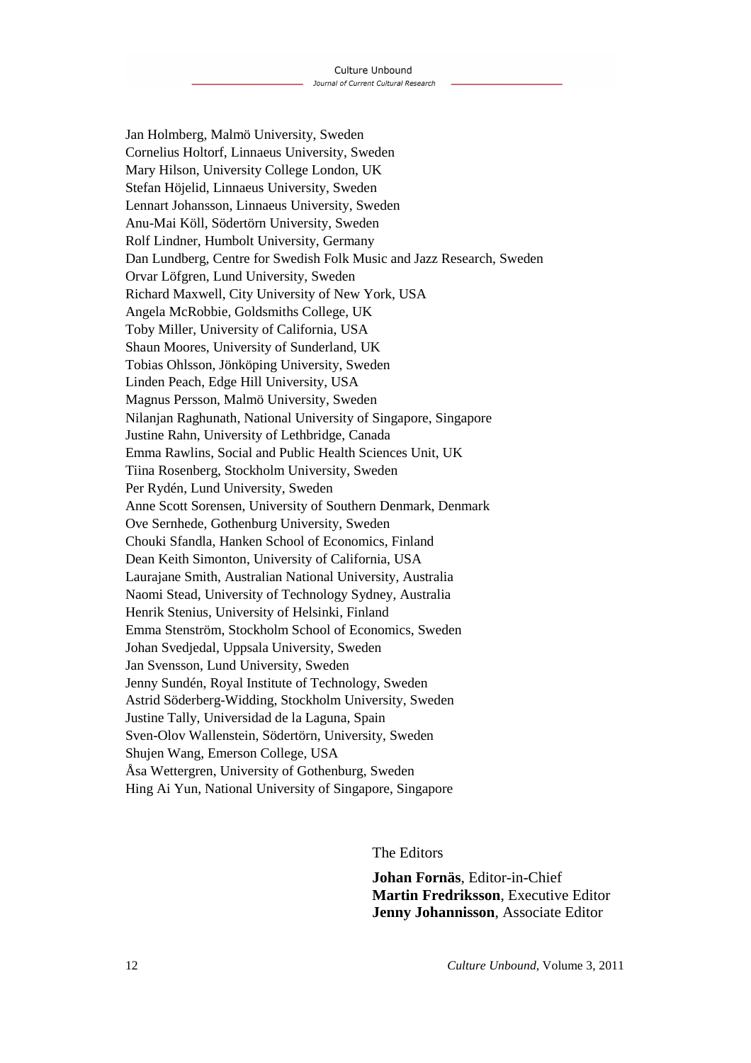Jan Holmberg, Malmö University, Sweden
Cornelius Holtorf, Linnaeus University, Sweden
Mary Hilson, University College London, UK
Stefan Höjelid, Linnaeus University, Sweden
Lennart Johansson, Linnaeus University, Sweden
Anu-Mai Köll, Södertörn University, Sweden
Rolf Lindner, Humbolt University, Germany
Dan Lundberg, Centre for Swedish Folk Music and Jazz Research, Sweden
Orvar Löfgren, Lund University, Sweden
Richard Maxwell, City University of New York, USA
Angela McRobbie, Goldsmiths College, UK
Toby Miller, University of California, USA
Shaun Moores, University of Sunderland, UK
Tobias Ohlsson, Jönköping University, Sweden
Linden Peach, Edge Hill University, USA
Magnus Persson, Malmö University, Sweden
Nilanjan Raghunath, National University of Singapore, Singapore
Justine Rahn, University of Lethbridge, Canada
Emma Rawlins, Social and Public Health Sciences Unit, UK
Tiina Rosenberg, Stockholm University, Sweden
Per Rydén, Lund University, Sweden
Anne Scott Sorensen, University of Southern Denmark, Denmark
Ove Sernhede, Gothenburg University, Sweden
Chouki Sfandla, Hanken School of Economics, Finland
Dean Keith Simonton, University of California, USA
Laurajane Smith, Australian National University, Australia
Naomi Stead, University of Technology Sydney, Australia
Henrik Stenius, University of Helsinki, Finland
Emma Stenström, Stockholm School of Economics, Sweden
Johan Svedjedal, Uppsala University, Sweden
Jan Svensson, Lund University, Sweden
Jenny Sundén, Royal Institute of Technology, Sweden
Astrid Söderberg-Widding, Stockholm University, Sweden
Justine Tally, Universidad de la Laguna, Spain
Sven-Olov Wallenstein, Södertörn, University, Sweden
Shujen Wang, Emerson College, USA
Åsa Wettergren, University of Gothenburg, Sweden
Hing Ai Yun, National University of Singapore, Singapore

The Editors

**Johan Fornäs**, Editor-in-Chief
**Martin Fredriksson**, Executive Editor
**Jenny Johannisson**, Associate Editor